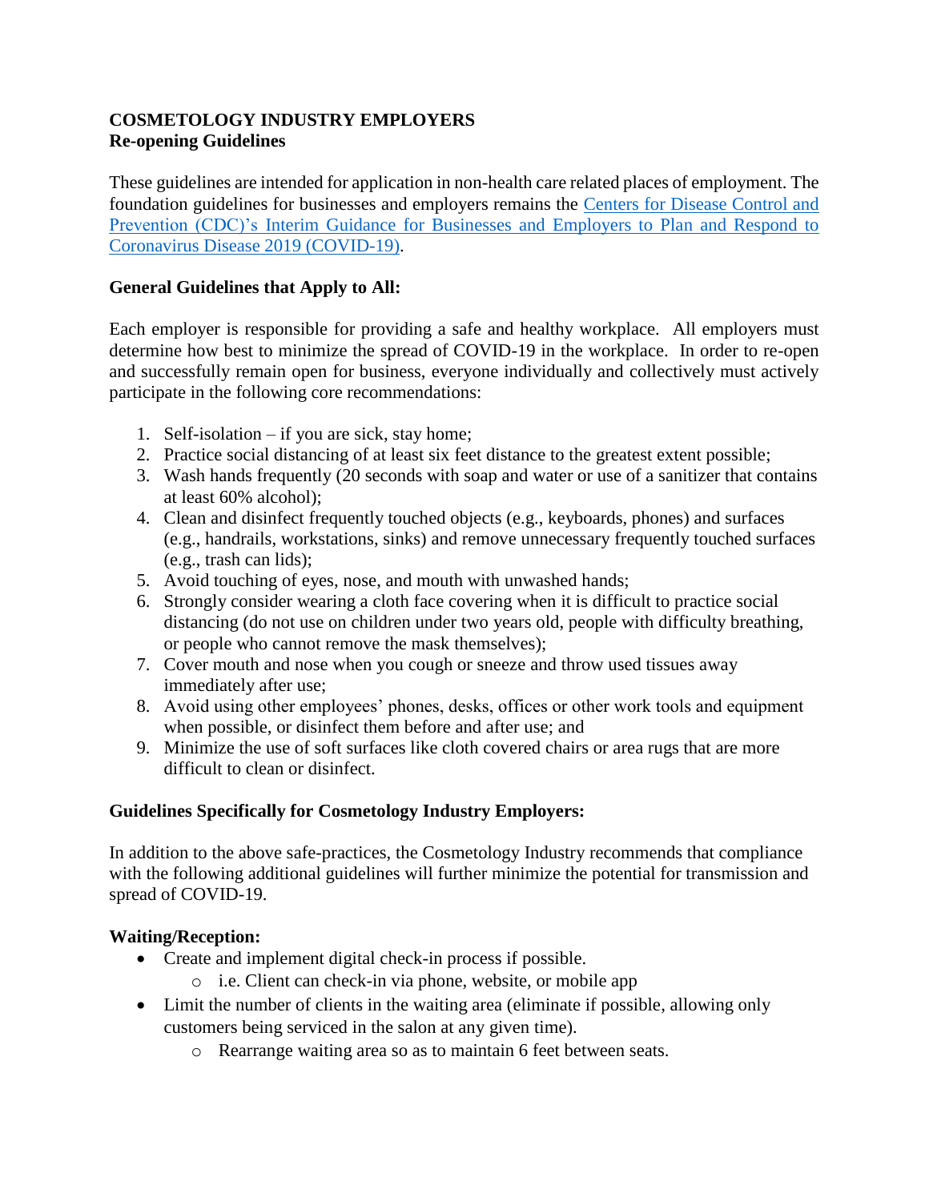# COSMETOLOGY INDUSTRY EMPLOYERS
## Re-opening Guidelines

These guidelines are intended for application in non-health care related places of employment. The foundation guidelines for businesses and employers remains the [Centers for Disease Control and Prevention (CDC)'s Interim Guidance for Businesses and Employers to Plan and Respond to Coronavirus Disease 2019 (COVID-19)](#).

### General Guidelines that Apply to All:

Each employer is responsible for providing a safe and healthy workplace. All employers must determine how best to minimize the spread of COVID-19 in the workplace. In order to re-open and successfully remain open for business, everyone individually and collectively must actively participate in the following core recommendations:

1. Self-isolation – if you are sick, stay home;
2. Practice social distancing of at least six feet distance to the greatest extent possible;
3. Wash hands frequently (20 seconds with soap and water or use of a sanitizer that contains at least 60% alcohol);
4. Clean and disinfect frequently touched objects (e.g., keyboards, phones) and surfaces (e.g., handrails, workstations, sinks) and remove unnecessary frequently touched surfaces (e.g., trash can lids);
5. Avoid touching of eyes, nose, and mouth with unwashed hands;
6. Strongly consider wearing a cloth face covering when it is difficult to practice social distancing (do not use on children under two years old, people with difficulty breathing, or people who cannot remove the mask themselves);
7. Cover mouth and nose when you cough or sneeze and throw used tissues away immediately after use;
8. Avoid using other employees' phones, desks, offices or other work tools and equipment when possible, or disinfect them before and after use; and
9. Minimize the use of soft surfaces like cloth covered chairs or area rugs that are more difficult to clean or disinfect.

### Guidelines Specifically for Cosmetology Industry Employers:

In addition to the above safe-practices, the Cosmetology Industry recommends that compliance with the following additional guidelines will further minimize the potential for transmission and spread of COVID-19.

### Waiting/Reception:

- Create and implement digital check-in process if possible.
  - i.e. Client can check-in via phone, website, or mobile app
- Limit the number of clients in the waiting area (eliminate if possible, allowing only customers being serviced in the salon at any given time).
  - Rearrange waiting area so as to maintain 6 feet between seats.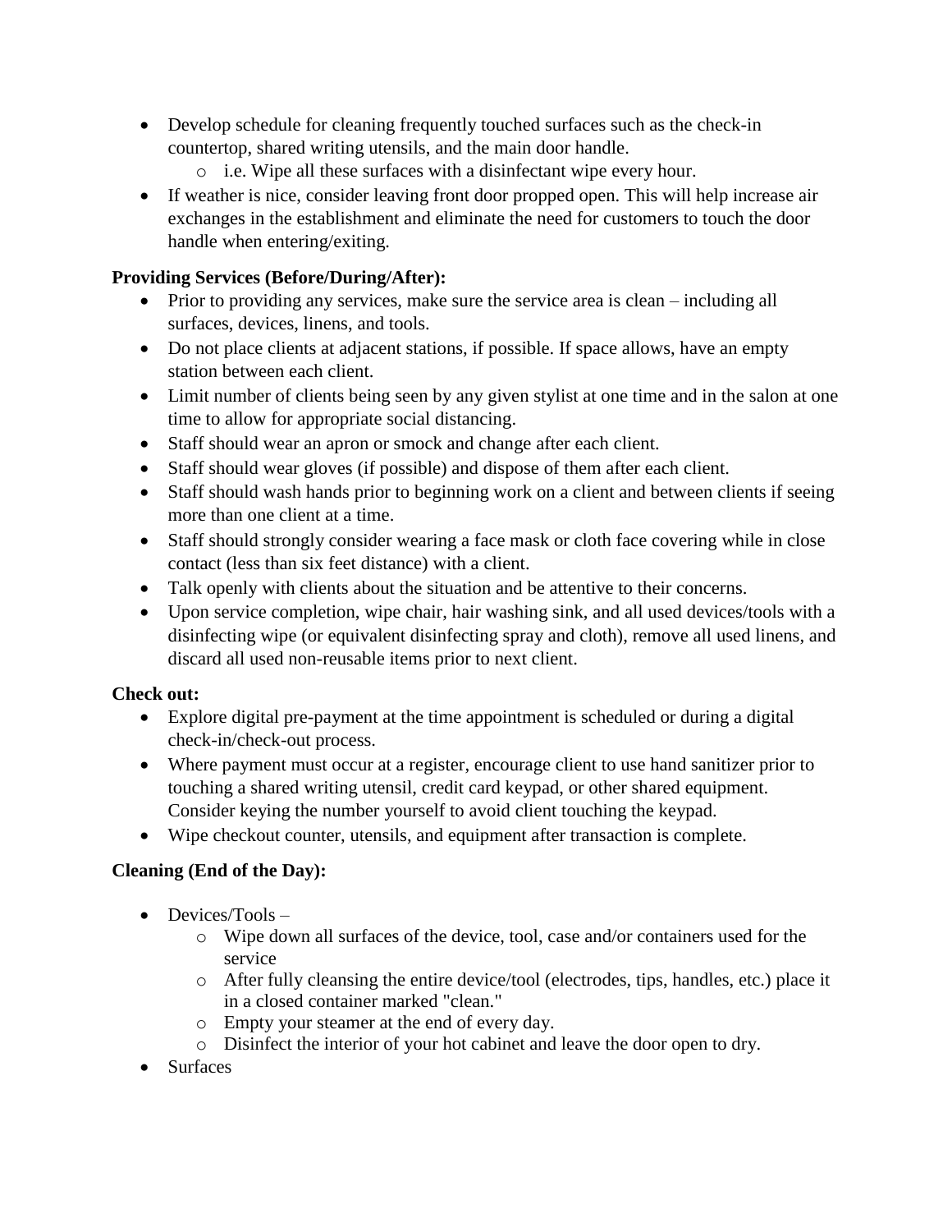- Develop schedule for cleaning frequently touched surfaces such as the check-in countertop, shared writing utensils, and the main door handle.
    - i.e. Wipe all these surfaces with a disinfectant wipe every hour.
- If weather is nice, consider leaving front door propped open. This will help increase air exchanges in the establishment and eliminate the need for customers to touch the door handle when entering/exiting.

**Providing Services (Before/During/After):**

- Prior to providing any services, make sure the service area is clean – including all surfaces, devices, linens, and tools.
- Do not place clients at adjacent stations, if possible. If space allows, have an empty station between each client.
- Limit number of clients being seen by any given stylist at one time and in the salon at one time to allow for appropriate social distancing.
- Staff should wear an apron or smock and change after each client.
- Staff should wear gloves (if possible) and dispose of them after each client.
- Staff should wash hands prior to beginning work on a client and between clients if seeing more than one client at a time.
- Staff should strongly consider wearing a face mask or cloth face covering while in close contact (less than six feet distance) with a client.
- Talk openly with clients about the situation and be attentive to their concerns.
- Upon service completion, wipe chair, hair washing sink, and all used devices/tools with a disinfecting wipe (or equivalent disinfecting spray and cloth), remove all used linens, and discard all used non-reusable items prior to next client.

**Check out:**

- Explore digital pre-payment at the time appointment is scheduled or during a digital check-in/check-out process.
- Where payment must occur at a register, encourage client to use hand sanitizer prior to touching a shared writing utensil, credit card keypad, or other shared equipment. Consider keying the number yourself to avoid client touching the keypad.
- Wipe checkout counter, utensils, and equipment after transaction is complete.

**Cleaning (End of the Day):**

- Devices/Tools –
    - Wipe down all surfaces of the device, tool, case and/or containers used for the service
    - After fully cleansing the entire device/tool (electrodes, tips, handles, etc.) place it in a closed container marked "clean."
    - Empty your steamer at the end of every day.
    - Disinfect the interior of your hot cabinet and leave the door open to dry.
- Surfaces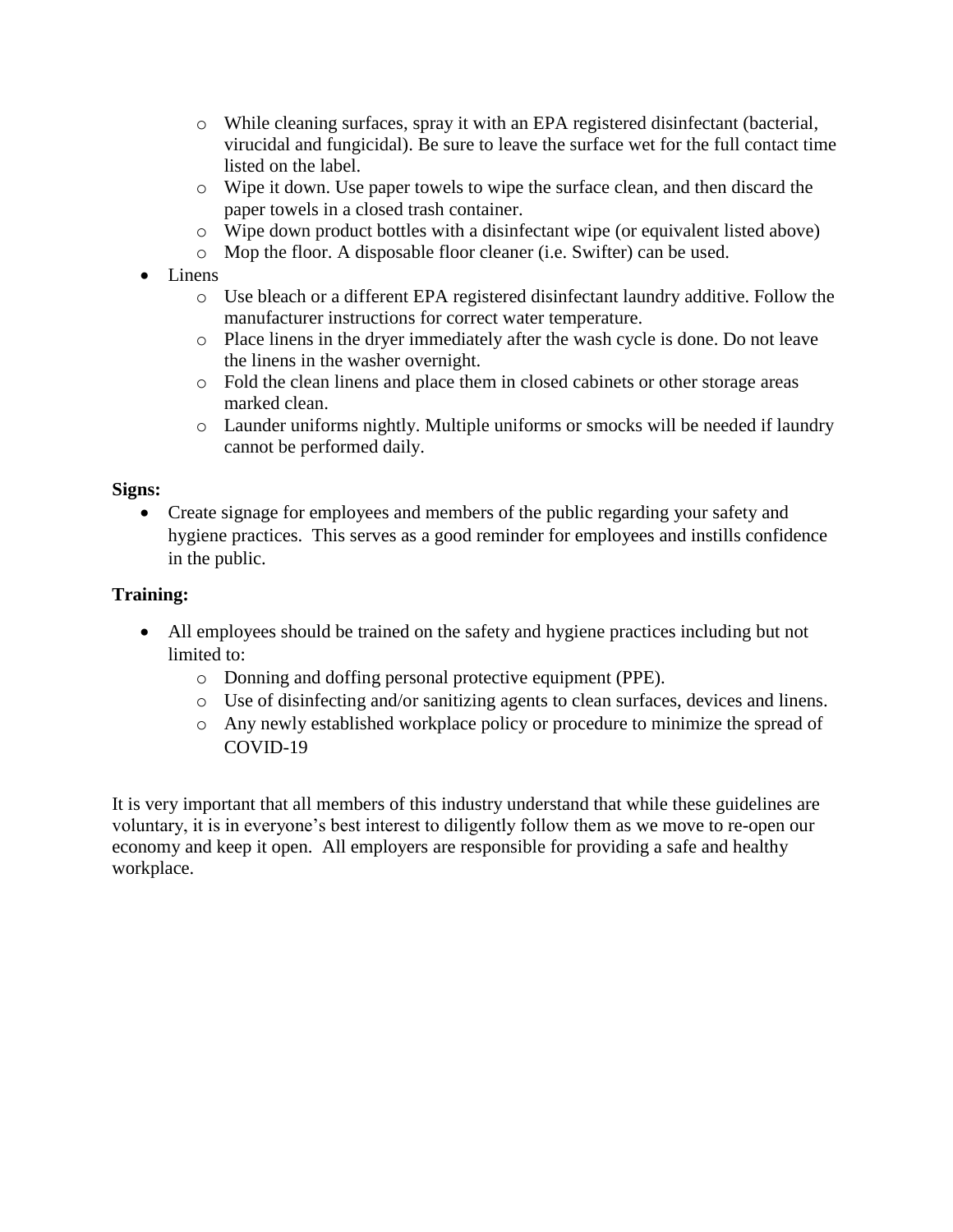- While cleaning surfaces, spray it with an EPA registered disinfectant (bacterial, virucidal and fungicidal). Be sure to leave the surface wet for the full contact time listed on the label.
  - Wipe it down. Use paper towels to wipe the surface clean, and then discard the paper towels in a closed trash container.
  - Wipe down product bottles with a disinfectant wipe (or equivalent listed above)
  - Mop the floor. A disposable floor cleaner (i.e. Swifter) can be used.
- Linens
  - Use bleach or a different EPA registered disinfectant laundry additive. Follow the manufacturer instructions for correct water temperature.
  - Place linens in the dryer immediately after the wash cycle is done. Do not leave the linens in the washer overnight.
  - Fold the clean linens and place them in closed cabinets or other storage areas marked clean.
  - Launder uniforms nightly. Multiple uniforms or smocks will be needed if laundry cannot be performed daily.

**Signs:**

- Create signage for employees and members of the public regarding your safety and hygiene practices. This serves as a good reminder for employees and instills confidence in the public.

**Training:**

- All employees should be trained on the safety and hygiene practices including but not limited to:
  - Donning and doffing personal protective equipment (PPE).
  - Use of disinfecting and/or sanitizing agents to clean surfaces, devices and linens.
  - Any newly established workplace policy or procedure to minimize the spread of COVID-19

It is very important that all members of this industry understand that while these guidelines are voluntary, it is in everyone's best interest to diligently follow them as we move to re-open our economy and keep it open. All employers are responsible for providing a safe and healthy workplace.